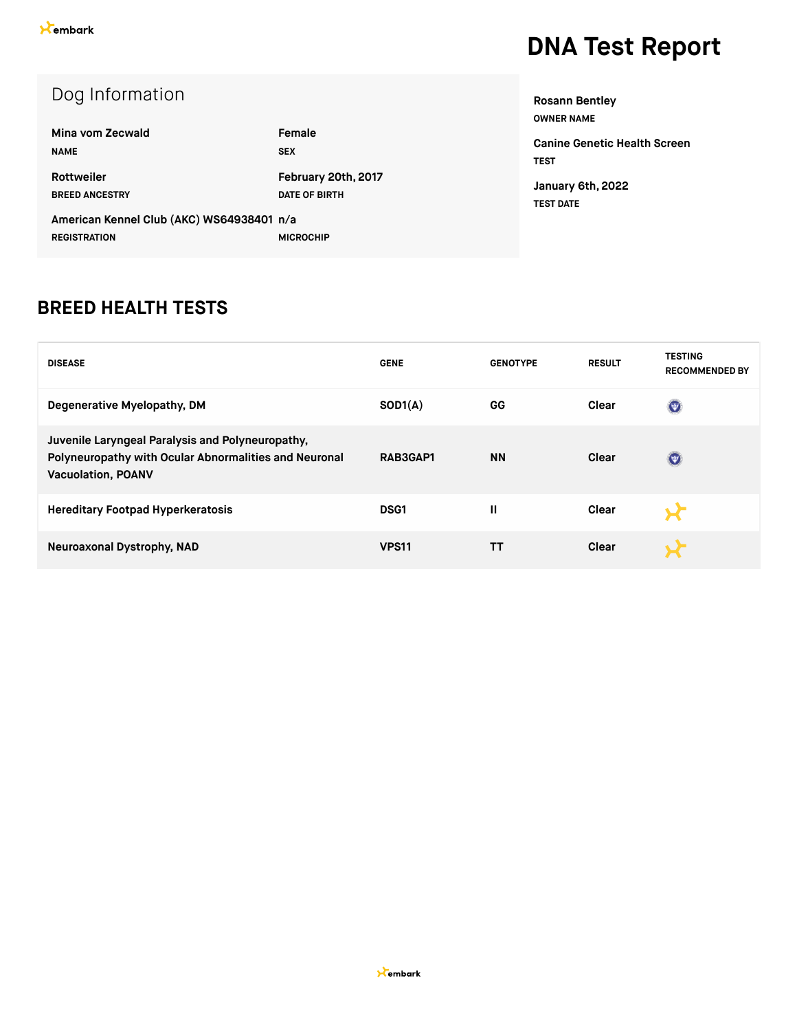embark

# DNA Test Report

## Dog Information

| | |
|---|---|
| **Mina vom Zecwald** | **Female** |
| NAME | SEX |
| **Rottweiler** | **February 20th, 2017** |
| BREED ANCESTRY | DATE OF BIRTH |
| **American Kennel Club (AKC) WS64938401** | **n/a** |
| REGISTRATION | MICROCHIP |

**Rosann Bentley**
OWNER NAME

**Canine Genetic Health Screen**
TEST

**January 6th, 2022**
TEST DATE

## BREED HEALTH TESTS

| DISEASE | GENE | GENOTYPE | RESULT | TESTING RECOMMENDED BY |
|---|---|---|---|---|
| Degenerative Myelopathy, DM | SOD1(A) | GG | Clear | |
| Juvenile Laryngeal Paralysis and Polyneuropathy, Polyneuropathy with Ocular Abnormalities and Neuronal Vacuolation, POANV | RAB3GAP1 | NN | Clear | |
| Hereditary Footpad Hyperkeratosis | DSG1 | II | Clear | |
| Neuroaxonal Dystrophy, NAD | VPS11 | TT | Clear | |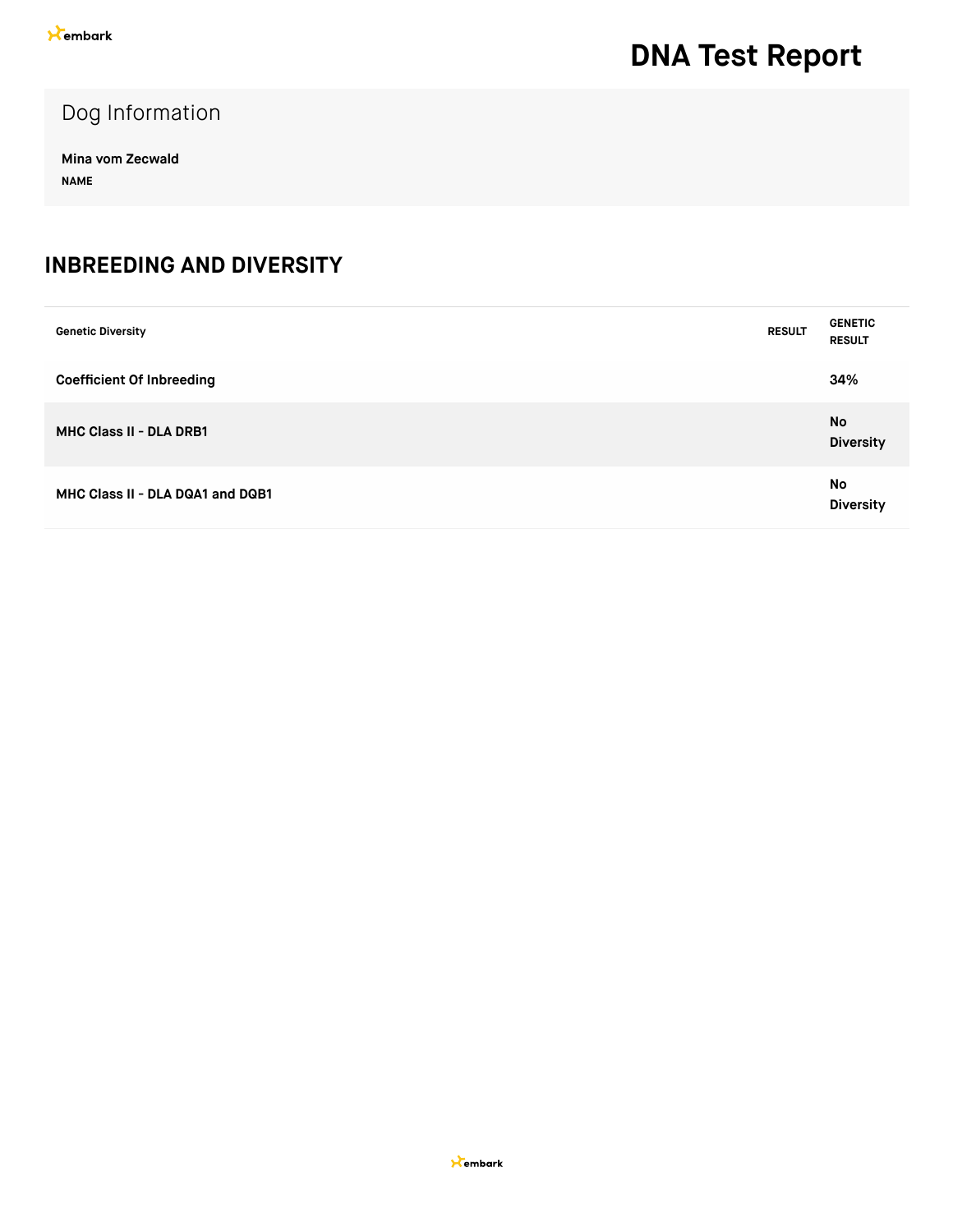# DNA Test Report

## Dog Information

**Mina vom Zecwald**
**NAME**

## INBREEDING AND DIVERSITY

| Genetic Diversity | RESULT | GENETIC RESULT |
|---|---|---|
| **Coefficient Of Inbreeding** | | **34%** |
| **MHC Class II - DLA DRB1** | | **No Diversity** |
| **MHC Class II - DLA DQA1 and DQB1** | | **No Diversity** |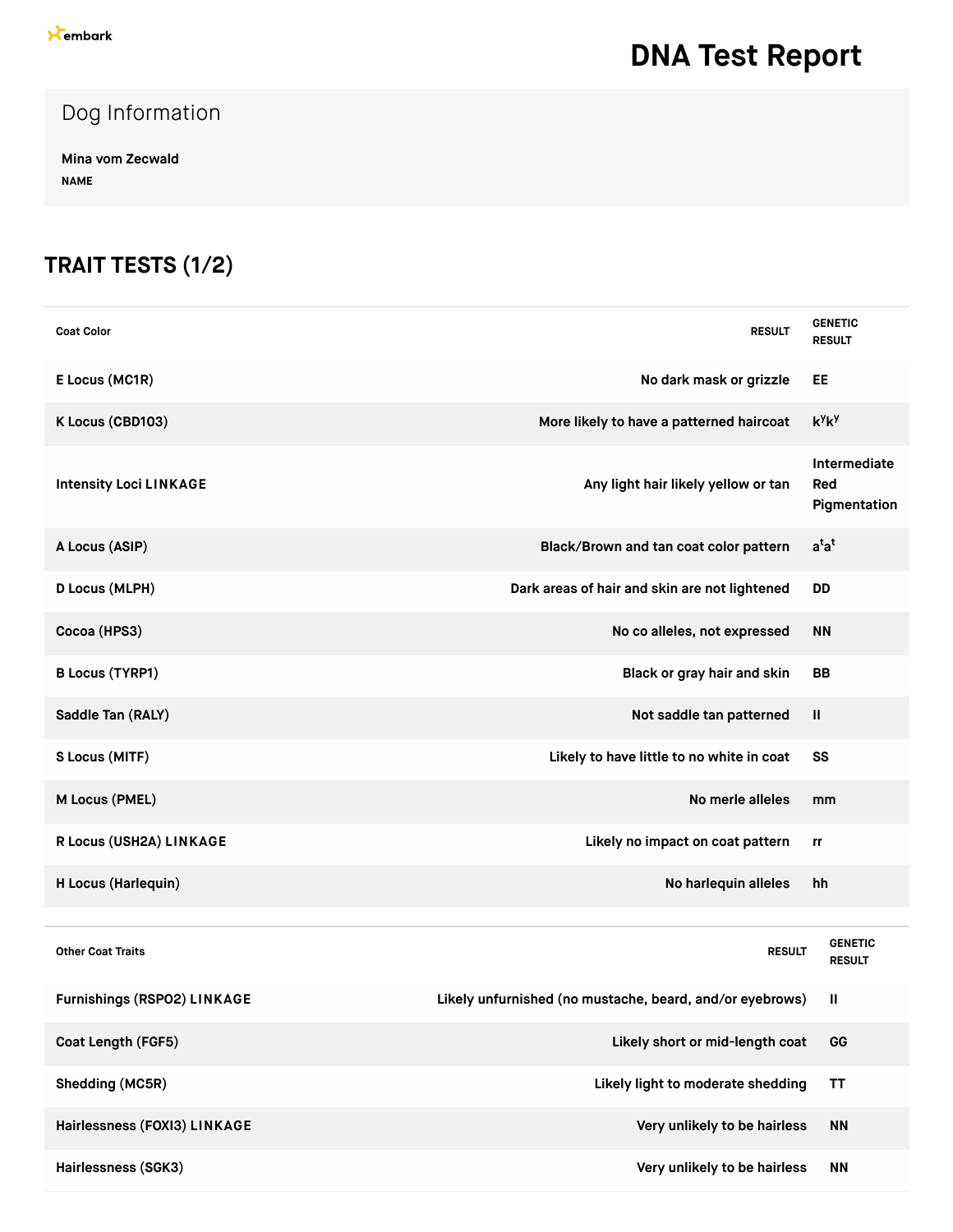embark

# DNA Test Report

## Dog Information

**Mina vom Zecwald**
NAME

## TRAIT TESTS (1/2)

| Coat Color | RESULT | GENETIC RESULT |
|---|---|---|
| E Locus (MC1R) | No dark mask or grizzle | EE |
| K Locus (CBD103) | More likely to have a patterned haircoat | $k^y k^y$ |
| Intensity Loci LINKAGE | Any light hair likely yellow or tan | Intermediate Red Pigmentation |
| A Locus (ASIP) | Black/Brown and tan coat color pattern | $a^t a^t$ |
| D Locus (MLPH) | Dark areas of hair and skin are not lightened | DD |
| Cocoa (HPS3) | No co alleles, not expressed | NN |
| B Locus (TYRP1) | Black or gray hair and skin | BB |
| Saddle Tan (RALY) | Not saddle tan patterned | II |
| S Locus (MITF) | Likely to have little to no white in coat | SS |
| M Locus (PMEL) | No merle alleles | mm |
| R Locus (USH2A) LINKAGE | Likely no impact on coat pattern | rr |
| H Locus (Harlequin) | No harlequin alleles | hh |

| Other Coat Traits | RESULT | GENETIC RESULT |
|---|---|---|
| Furnishings (RSPO2) LINKAGE | Likely unfurnished (no mustache, beard, and/or eyebrows) | II |
| Coat Length (FGF5) | Likely short or mid-length coat | GG |
| Shedding (MC5R) | Likely light to moderate shedding | TT |
| Hairlessness (FOXI3) LINKAGE | Very unlikely to be hairless | NN |
| Hairlessness (SGK3) | Very unlikely to be hairless | NN |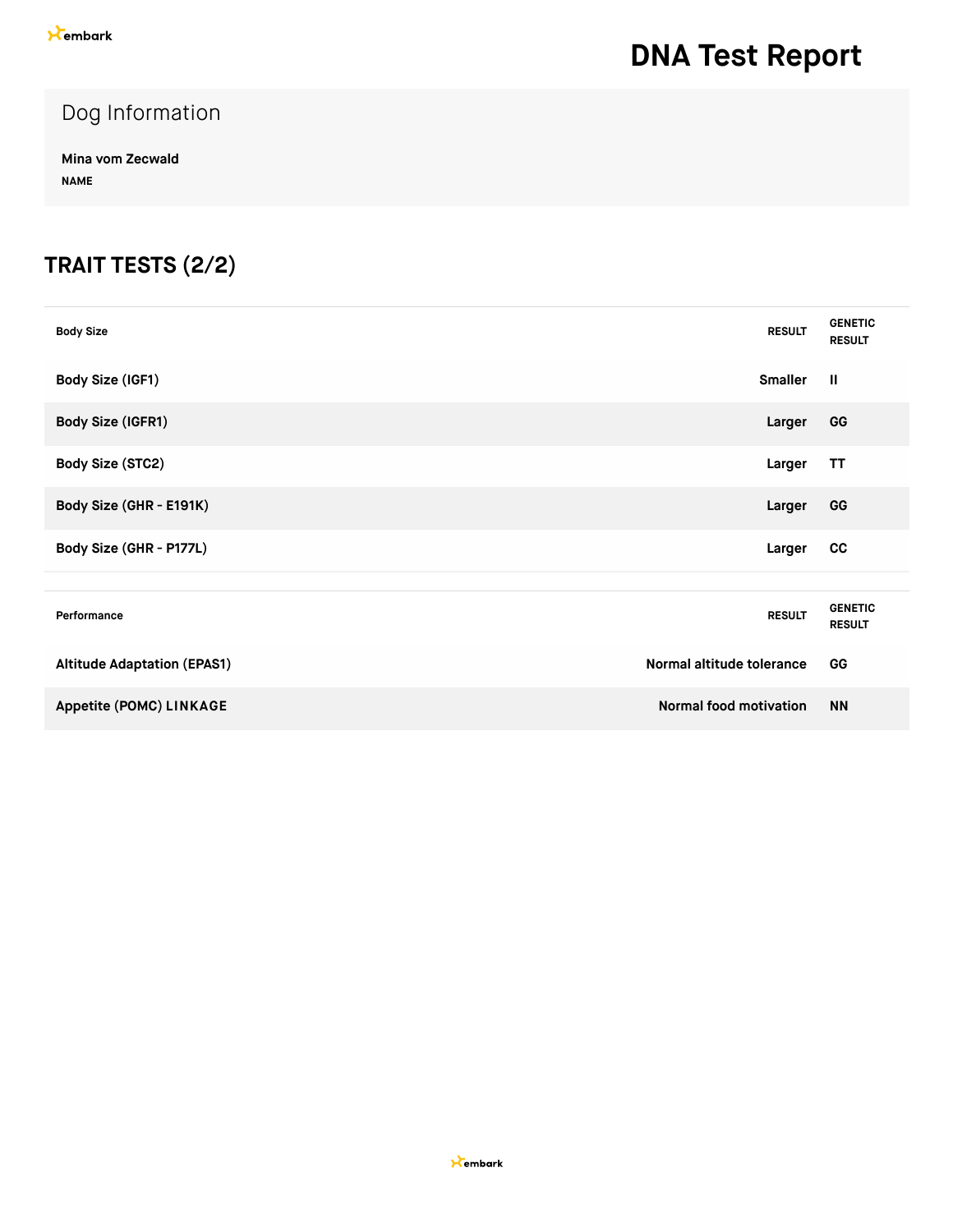# DNA Test Report

## Dog Information

**Mina vom Zecwald**
**NAME**

## TRAIT TESTS (2/2)

| Body Size | RESULT | GENETIC RESULT |
| --- | --- | --- |
| Body Size (IGF1) | Smaller | II |
| Body Size (IGFR1) | Larger | GG |
| Body Size (STC2) | Larger | TT |
| Body Size (GHR - E191K) | Larger | GG |
| Body Size (GHR - P177L) | Larger | CC |

| Performance | RESULT | GENETIC RESULT |
| --- | --- | --- |
| Altitude Adaptation (EPAS1) | Normal altitude tolerance | GG |
| Appetite (POMC) LINKAGE | Normal food motivation | NN |